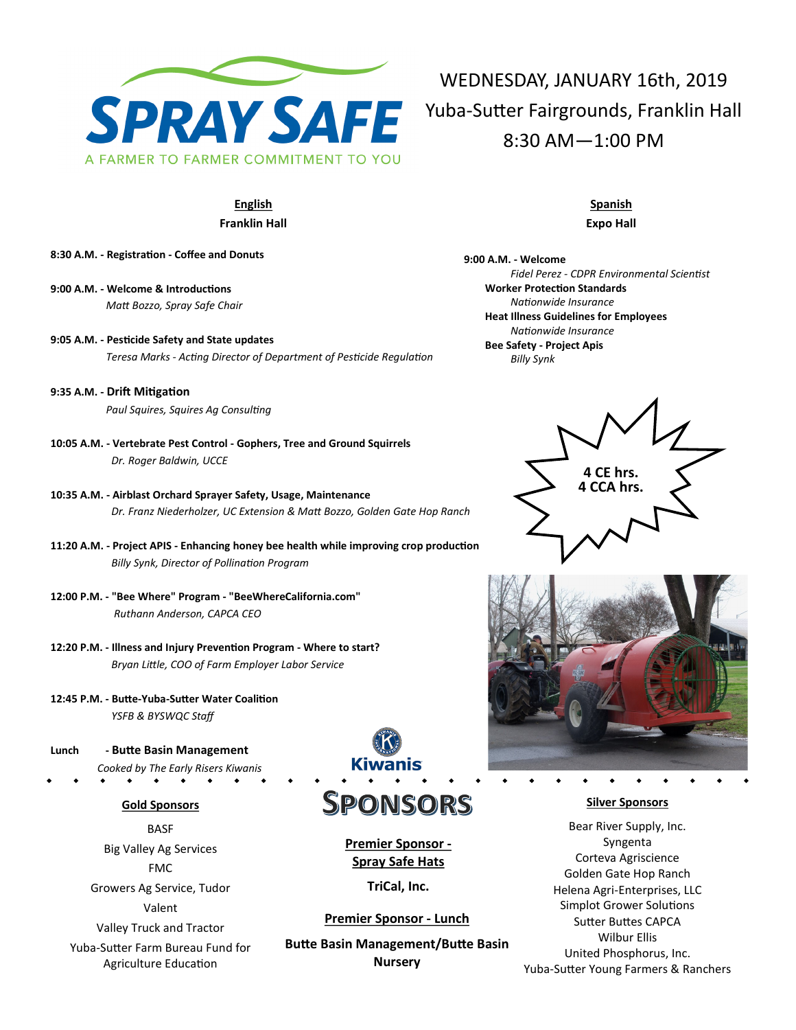# SPRAY SAFE

A FARMER TO FARMER COMMITMENT TO YOU

WEDNESDAY, JANUARY 16th, 2019
Yuba-Sutter Fairgrounds, Franklin Hall
8:30 AM—1:00 PM

## English
**Franklin Hall**

**8:30 A.M. - Registration - Coffee and Donuts**

**9:00 A.M. - Welcome & Introductions**
*Matt Bozzo, Spray Safe Chair*

**9:05 A.M. - Pesticide Safety and State updates**
*Teresa Marks - Acting Director of Department of Pesticide Regulation*

**9:35 A.M. - Drift Mitigation**
*Paul Squires, Squires Ag Consulting*

**10:05 A.M. - Vertebrate Pest Control - Gophers, Tree and Ground Squirrels**
*Dr. Roger Baldwin, UCCE*

**10:35 A.M. - Airblast Orchard Sprayer Safety, Usage, Maintenance**
*Dr. Franz Niederholzer, UC Extension & Matt Bozzo, Golden Gate Hop Ranch*

**11:20 A.M. - Project APIS - Enhancing honey bee health while improving crop production**
*Billy Synk, Director of Pollination Program*

**12:00 P.M. - "Bee Where" Program - "BeeWhereCalifornia.com"**
*Ruthann Anderson, CAPCA CEO*

**12:20 P.M. - Illness and Injury Prevention Program - Where to start?**
*Bryan Little, COO of Farm Employer Labor Service*

**12:45 P.M. - Butte-Yuba-Sutter Water Coalition**
*YSFB & BYSWQC Staff*

**Lunch - Butte Basin Management**
*Cooked by The Early Risers Kiwanis*

## Spanish
**Expo Hall**

**9:00 A.M. - Welcome**
*Fidel Perez - CDPR Environmental Scientist*

**Worker Protection Standards**
*Nationwide Insurance*

**Heat Illness Guidelines for Employees**
*Nationwide Insurance*

**Bee Safety - Project Apis**
*Billy Synk*

**4 CE hrs.**
**4 CCA hrs.**

Kiwanis

## SPONSORS

### Gold Sponsors
BASF
Big Valley Ag Services
FMC
Growers Ag Service, Tudor
Valent
Valley Truck and Tractor
Yuba-Sutter Farm Bureau Fund for Agriculture Education

### Premier Sponsor - Spray Safe Hats
**TriCal, Inc.**

### Premier Sponsor - Lunch
**Butte Basin Management/Butte Basin Nursery**

### Silver Sponsors
Bear River Supply, Inc.
Syngenta
Corteva Agriscience
Golden Gate Hop Ranch
Helena Agri-Enterprises, LLC
Simplot Grower Solutions
Sutter Buttes CAPCA
Wilbur Ellis
United Phosphorus, Inc.
Yuba-Sutter Young Farmers & Ranchers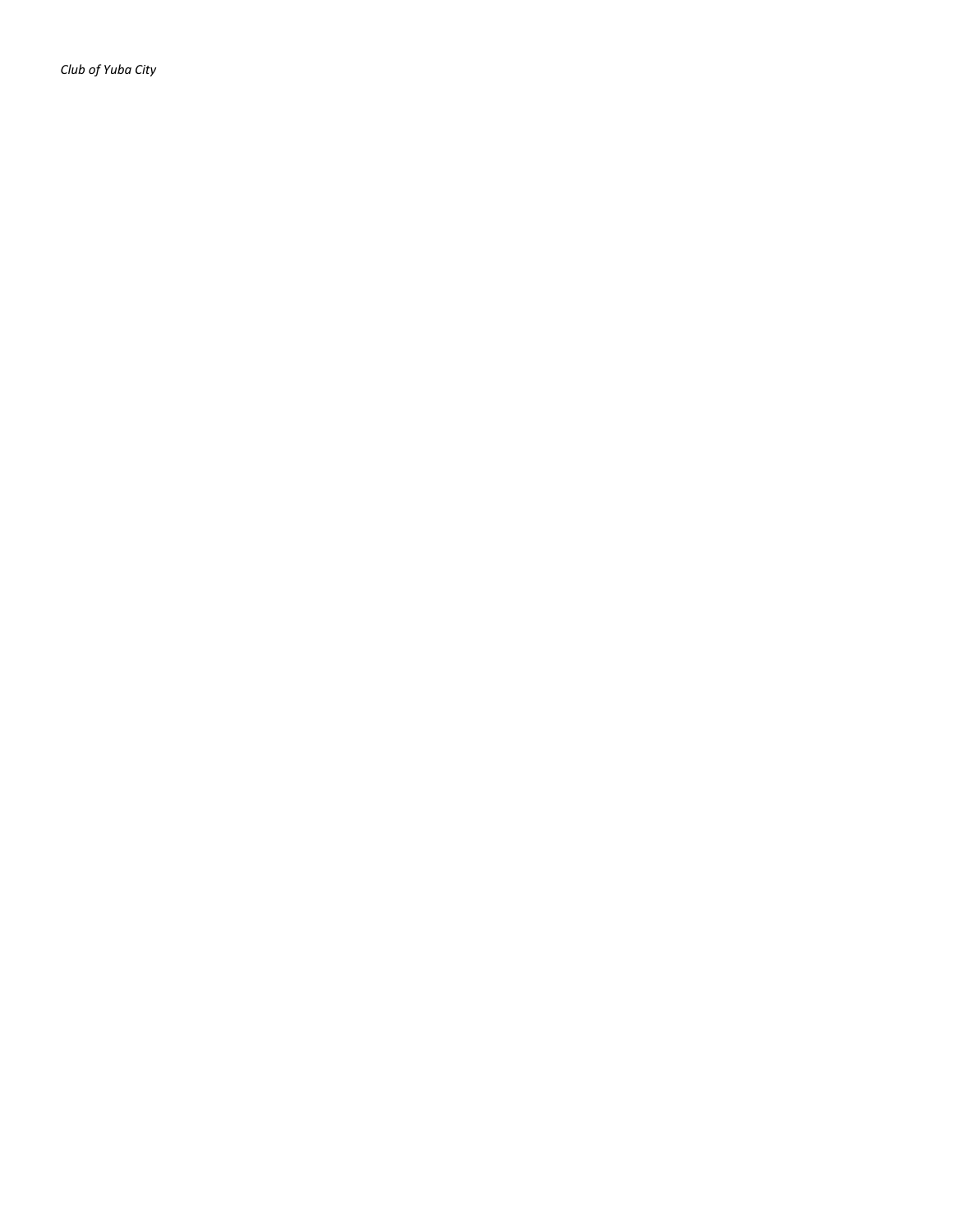*Club of Yuba City*